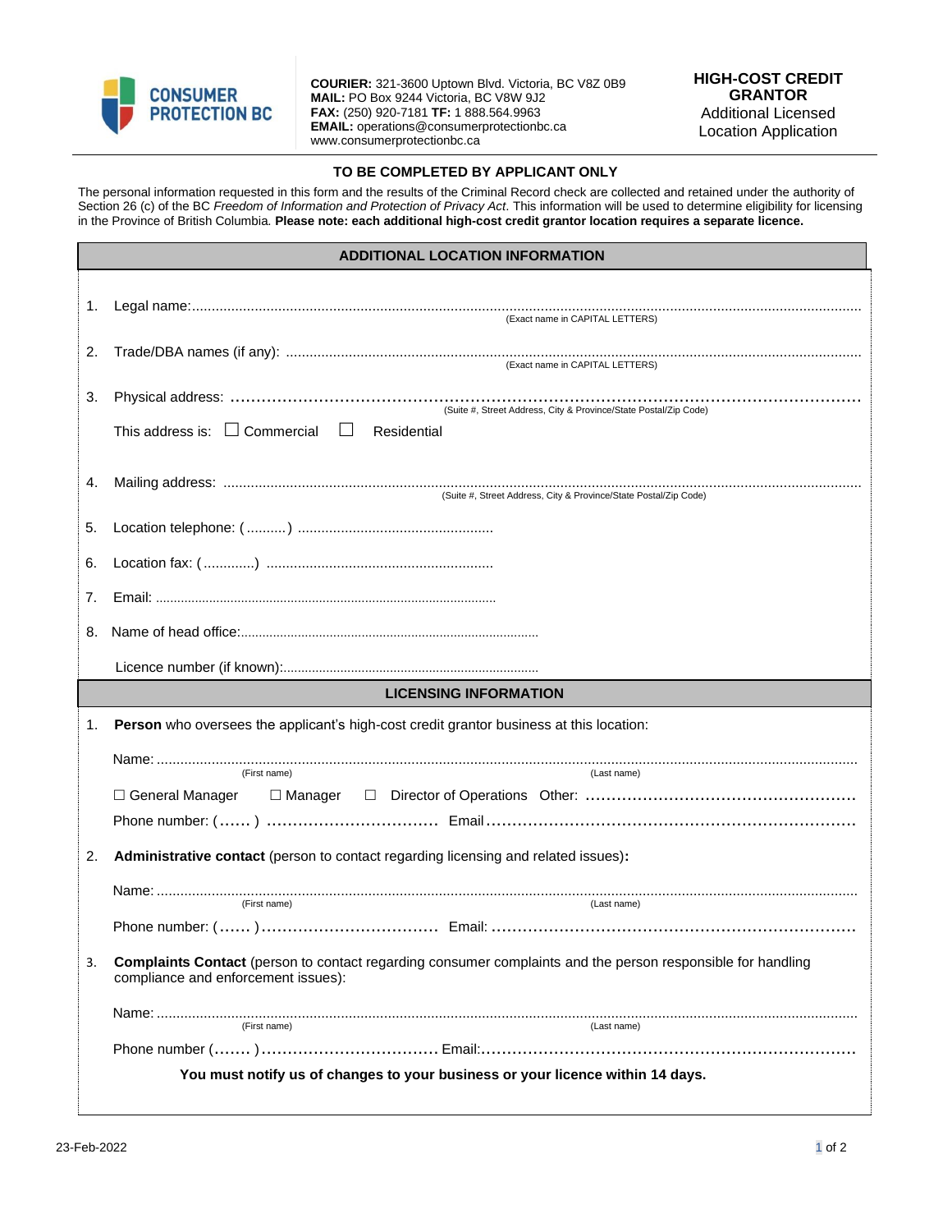CONSUMER PROTECTION BC

**COURIER:** 321-3600 Uptown Blvd. Victoria, BC V8Z 0B9
**MAIL:** PO Box 9244 Victoria, BC V8W 9J2
**FAX:** (250) 920-7181 **TF:** 1 888.564.9963
**EMAIL:** operations@consumerprotectionbc.ca
www.consumerprotectionbc.ca

# HIGH-COST CREDIT GRANTOR

Additional Licensed Location Application

**TO BE COMPLETED BY APPLICANT ONLY**

The personal information requested in this form and the results of the Criminal Record check are collected and retained under the authority of Section 26 (c) of the BC *Freedom of Information and Protection of Privacy Act*. This information will be used to determine eligibility for licensing in the Province of British Columbia. **Please note: each additional high-cost credit grantor location requires a separate licence.**

## ADDITIONAL LOCATION INFORMATION

1. Legal name:............................................................................
   (Exact name in CAPITAL LETTERS)

2. Trade/DBA names (if any): ............................................................................
   (Exact name in CAPITAL LETTERS)

3. Physical address: ............................................................................
   (Suite #, Street Address, City & Province/State Postal/Zip Code)

   This address is: ☐ Commercial ☐ Residential

4. Mailing address: ............................................................................
   (Suite #, Street Address, City & Province/State Postal/Zip Code)

5. Location telephone: (..........) .................................................

6. Location fax: (.............) .........................................................

7. Email: ..............................................................................................

8. Name of head office:...................................................................................

   Licence number (if known):.......................................................................

## LICENSING INFORMATION

1. **Person** who oversees the applicant's high-cost credit grantor business at this location:

   Name: ............................................................................
   (First name) (Last name)

   ☐ General Manager ☐ Manager ☐ Director of Operations Other: ..................................................

   Phone number: (...... ) ................................ Email......................................................................

2. **Administrative contact** (person to contact regarding licensing and related issues)**:**

   Name: ............................................................................
   (First name) (Last name)

   Phone number: (...... )................................. Email: .....................................................................

3. **Complaints Contact** (person to contact regarding consumer complaints and the person responsible for handling compliance and enforcement issues):

   Name: ............................................................................
   (First name) (Last name)

   Phone number (....... )................................. Email:.......................................................................

**You must notify us of changes to your business or your licence within 14 days.**

23-Feb-2022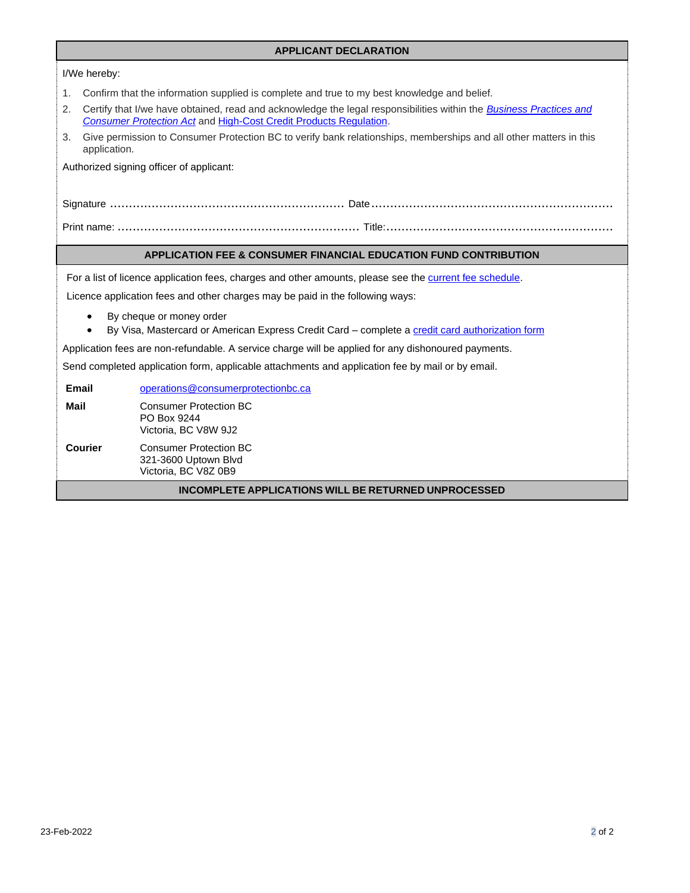## APPLICANT DECLARATION

I/We hereby:

1. Confirm that the information supplied is complete and true to my best knowledge and belief.
2. Certify that I/we have obtained, read and acknowledge the legal responsibilities within the *Business Practices and Consumer Protection Act* and High-Cost Credit Products Regulation.
3. Give permission to Consumer Protection BC to verify bank relationships, memberships and all other matters in this application.

Authorized signing officer of applicant:

Signature ............................................................ Date ...............................................................

Print name: ............................................................... Title: ..........................................................

## APPLICATION FEE & CONSUMER FINANCIAL EDUCATION FUND CONTRIBUTION

For a list of licence application fees, charges and other amounts, please see the current fee schedule.

Licence application fees and other charges may be paid in the following ways:

- By cheque or money order
- By Visa, Mastercard or American Express Credit Card – complete a credit card authorization form

Application fees are non-refundable. A service charge will be applied for any dishonoured payments.

Send completed application form, applicable attachments and application fee by mail or by email.

| | |
|---|---|
| **Email** | operations@consumerprotectionbc.ca |
| **Mail** | Consumer Protection BC<br>PO Box 9244<br>Victoria, BC V8W 9J2 |
| **Courier** | Consumer Protection BC<br>321-3600 Uptown Blvd<br>Victoria, BC V8Z 0B9 |

**INCOMPLETE APPLICATIONS WILL BE RETURNED UNPROCESSED**

23-Feb-2022